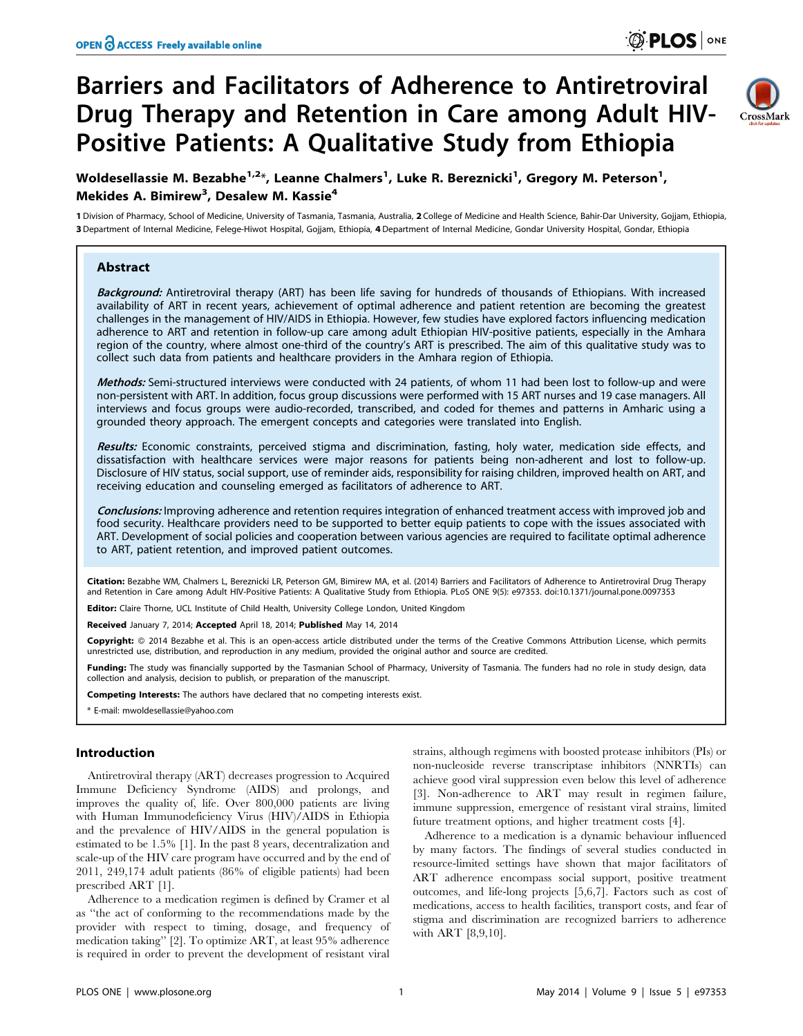# Barriers and Facilitators of Adherence to Antiretroviral Drug Therapy and Retention in Care among Adult HIV-Positive Patients: A Qualitative Study from Ethiopia

**Woldesellassie M. Bezabhe[1,2]*, Leanne Chalmers[1], Luke R. Bereznicki[1], Gregory M. Peterson[1], Mekides A. Bimirew[3], Desalew M. Kassie[4]**

1 Division of Pharmacy, School of Medicine, University of Tasmania, Tasmania, Australia, 2 College of Medicine and Health Science, Bahir-Dar University, Gojjam, Ethiopia, 3 Department of Internal Medicine, Felege-Hiwot Hospital, Gojjam, Ethiopia, 4 Department of Internal Medicine, Gondar University Hospital, Gondar, Ethiopia

## Abstract

***Background:*** Antiretroviral therapy (ART) has been life saving for hundreds of thousands of Ethiopians. With increased availability of ART in recent years, achievement of optimal adherence and patient retention are becoming the greatest challenges in the management of HIV/AIDS in Ethiopia. However, few studies have explored factors influencing medication adherence to ART and retention in follow-up care among adult Ethiopian HIV-positive patients, especially in the Amhara region of the country, where almost one-third of the country's ART is prescribed. The aim of this qualitative study was to collect such data from patients and healthcare providers in the Amhara region of Ethiopia.

***Methods:*** Semi-structured interviews were conducted with 24 patients, of whom 11 had been lost to follow-up and were non-persistent with ART. In addition, focus group discussions were performed with 15 ART nurses and 19 case managers. All interviews and focus groups were audio-recorded, transcribed, and coded for themes and patterns in Amharic using a grounded theory approach. The emergent concepts and categories were translated into English.

***Results:*** Economic constraints, perceived stigma and discrimination, fasting, holy water, medication side effects, and dissatisfaction with healthcare services were major reasons for patients being non-adherent and lost to follow-up. Disclosure of HIV status, social support, use of reminder aids, responsibility for raising children, improved health on ART, and receiving education and counseling emerged as facilitators of adherence to ART.

***Conclusions:*** Improving adherence and retention requires integration of enhanced treatment access with improved job and food security. Healthcare providers need to be supported to better equip patients to cope with the issues associated with ART. Development of social policies and cooperation between various agencies are required to facilitate optimal adherence to ART, patient retention, and improved patient outcomes.

**Citation:** Bezabhe WM, Chalmers L, Bereznicki LR, Peterson GM, Bimirew MA, et al. (2014) Barriers and Facilitators of Adherence to Antiretroviral Drug Therapy and Retention in Care among Adult HIV-Positive Patients: A Qualitative Study from Ethiopia. PLoS ONE 9(5): e97353. doi:10.1371/journal.pone.0097353

**Editor:** Claire Thorne, UCL Institute of Child Health, University College London, United Kingdom

**Received** January 7, 2014; **Accepted** April 18, 2014; **Published** May 14, 2014

**Copyright:** © 2014 Bezabhe et al. This is an open-access article distributed under the terms of the Creative Commons Attribution License, which permits unrestricted use, distribution, and reproduction in any medium, provided the original author and source are credited.

**Funding:** The study was financially supported by the Tasmanian School of Pharmacy, University of Tasmania. The funders had no role in study design, data collection and analysis, decision to publish, or preparation of the manuscript.

**Competing Interests:** The authors have declared that no competing interests exist.

* E-mail: mwoldesellassie@yahoo.com

## Introduction

Antiretroviral therapy (ART) decreases progression to Acquired Immune Deficiency Syndrome (AIDS) and prolongs, and improves the quality of, life. Over 800,000 patients are living with Human Immunodeficiency Virus (HIV)/AIDS in Ethiopia and the prevalence of HIV/AIDS in the general population is estimated to be 1.5% [1]. In the past 8 years, decentralization and scale-up of the HIV care program have occurred and by the end of 2011, 249,174 adult patients (86% of eligible patients) had been prescribed ART [1].

Adherence to a medication regimen is defined by Cramer et al as "the act of conforming to the recommendations made by the provider with respect to timing, dosage, and frequency of medication taking" [2]. To optimize ART, at least 95% adherence is required in order to prevent the development of resistant viral strains, although regimens with boosted protease inhibitors (PIs) or non-nucleoside reverse transcriptase inhibitors (NNRTIs) can achieve good viral suppression even below this level of adherence [3]. Non-adherence to ART may result in regimen failure, immune suppression, emergence of resistant viral strains, limited future treatment options, and higher treatment costs [4].

Adherence to a medication is a dynamic behaviour influenced by many factors. The findings of several studies conducted in resource-limited settings have shown that major facilitators of ART adherence encompass social support, positive treatment outcomes, and life-long projects [5,6,7]. Factors such as cost of medications, access to health facilities, transport costs, and fear of stigma and discrimination are recognized barriers to adherence with ART [8,9,10].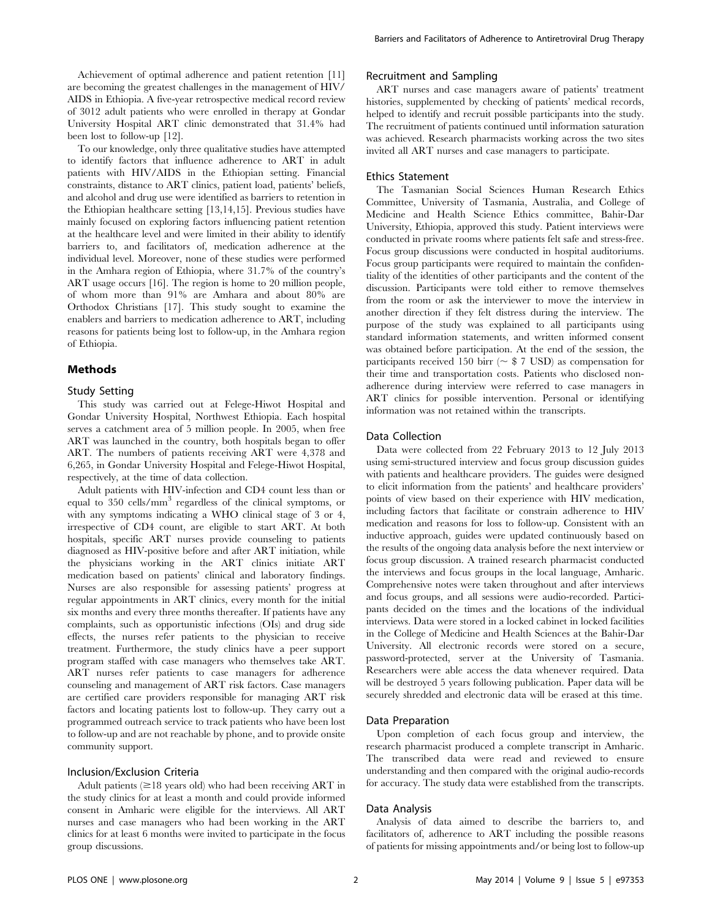Achievement of optimal adherence and patient retention [11] are becoming the greatest challenges in the management of HIV/AIDS in Ethiopia. A five-year retrospective medical record review of 3012 adult patients who were enrolled in therapy at Gondar University Hospital ART clinic demonstrated that 31.4% had been lost to follow-up [12].

To our knowledge, only three qualitative studies have attempted to identify factors that influence adherence to ART in adult patients with HIV/AIDS in the Ethiopian setting. Financial constraints, distance to ART clinics, patient load, patients' beliefs, and alcohol and drug use were identified as barriers to retention in the Ethiopian healthcare setting [13,14,15]. Previous studies have mainly focused on exploring factors influencing patient retention at the healthcare level and were limited in their ability to identify barriers to, and facilitators of, medication adherence at the individual level. Moreover, none of these studies were performed in the Amhara region of Ethiopia, where 31.7% of the country's ART usage occurs [16]. The region is home to 20 million people, of whom more than 91% are Amhara and about 80% are Orthodox Christians [17]. This study sought to examine the enablers and barriers to medication adherence to ART, including reasons for patients being lost to follow-up, in the Amhara region of Ethiopia.

## Methods

### Study Setting

This study was carried out at Felege-Hiwot Hospital and Gondar University Hospital, Northwest Ethiopia. Each hospital serves a catchment area of 5 million people. In 2005, when free ART was launched in the country, both hospitals began to offer ART. The numbers of patients receiving ART were 4,378 and 6,265, in Gondar University Hospital and Felege-Hiwot Hospital, respectively, at the time of data collection.

Adult patients with HIV-infection and CD4 count less than or equal to 350 cells/mm$^3$ regardless of the clinical symptoms, or with any symptoms indicating a WHO clinical stage of 3 or 4, irrespective of CD4 count, are eligible to start ART. At both hospitals, specific ART nurses provide counseling to patients diagnosed as HIV-positive before and after ART initiation, while the physicians working in the ART clinics initiate ART medication based on patients' clinical and laboratory findings. Nurses are also responsible for assessing patients' progress at regular appointments in ART clinics, every month for the initial six months and every three months thereafter. If patients have any complaints, such as opportunistic infections (OIs) and drug side effects, the nurses refer patients to the physician to receive treatment. Furthermore, the study clinics have a peer support program staffed with case managers who themselves take ART. ART nurses refer patients to case managers for adherence counseling and management of ART risk factors. Case managers are certified care providers responsible for managing ART risk factors and locating patients lost to follow-up. They carry out a programmed outreach service to track patients who have been lost to follow-up and are not reachable by phone, and to provide onsite community support.

### Inclusion/Exclusion Criteria

Adult patients (≥18 years old) who had been receiving ART in the study clinics for at least a month and could provide informed consent in Amharic were eligible for the interviews. All ART nurses and case managers who had been working in the ART clinics for at least 6 months were invited to participate in the focus group discussions.

### Recruitment and Sampling

ART nurses and case managers aware of patients' treatment histories, supplemented by checking of patients' medical records, helped to identify and recruit possible participants into the study. The recruitment of patients continued until information saturation was achieved. Research pharmacists working across the two sites invited all ART nurses and case managers to participate.

### Ethics Statement

The Tasmanian Social Sciences Human Research Ethics Committee, University of Tasmania, Australia, and College of Medicine and Health Science Ethics committee, Bahir-Dar University, Ethiopia, approved this study. Patient interviews were conducted in private rooms where patients felt safe and stress-free. Focus group discussions were conducted in hospital auditoriums. Focus group participants were required to maintain the confidentiality of the identities of other participants and the content of the discussion. Participants were told either to remove themselves from the room or ask the interviewer to move the interview in another direction if they felt distress during the interview. The purpose of the study was explained to all participants using standard information statements, and written informed consent was obtained before participation. At the end of the session, the participants received 150 birr (~ $ 7 USD) as compensation for their time and transportation costs. Patients who disclosed non-adherence during interview were referred to case managers in ART clinics for possible intervention. Personal or identifying information was not retained within the transcripts.

### Data Collection

Data were collected from 22 February 2013 to 12 July 2013 using semi-structured interview and focus group discussion guides with patients and healthcare providers. The guides were designed to elicit information from the patients' and healthcare providers' points of view based on their experience with HIV medication, including factors that facilitate or constrain adherence to HIV medication and reasons for loss to follow-up. Consistent with an inductive approach, guides were updated continuously based on the results of the ongoing data analysis before the next interview or focus group discussion. A trained research pharmacist conducted the interviews and focus groups in the local language, Amharic. Comprehensive notes were taken throughout and after interviews and focus groups, and all sessions were audio-recorded. Participants decided on the times and the locations of the individual interviews. Data were stored in a locked cabinet in locked facilities in the College of Medicine and Health Sciences at the Bahir-Dar University. All electronic records were stored on a secure, password-protected, server at the University of Tasmania. Researchers were able access the data whenever required. Data will be destroyed 5 years following publication. Paper data will be securely shredded and electronic data will be erased at this time.

### Data Preparation

Upon completion of each focus group and interview, the research pharmacist produced a complete transcript in Amharic. The transcribed data were read and reviewed to ensure understanding and then compared with the original audio-records for accuracy. The study data were established from the transcripts.

### Data Analysis

Analysis of data aimed to describe the barriers to, and facilitators of, adherence to ART including the possible reasons of patients for missing appointments and/or being lost to follow-up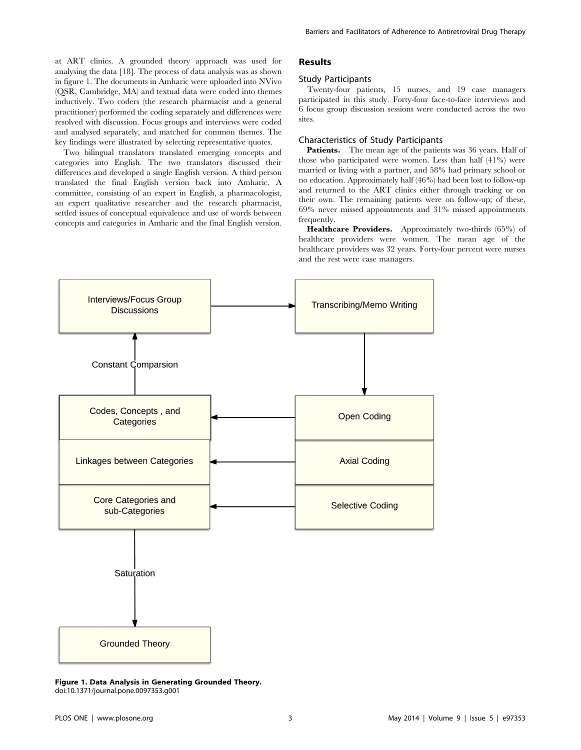at ART clinics. A grounded theory approach was used for analysing the data [18]. The process of data analysis was as shown in figure 1. The documents in Amharic were uploaded into NVivo (QSR, Cambridge, MA) and textual data were coded into themes inductively. Two coders (the research pharmacist and a general practitioner) performed the coding separately and differences were resolved with discussion. Focus groups and interviews were coded and analysed separately, and matched for common themes. The key findings were illustrated by selecting representative quotes.

Two bilingual translators translated emerging concepts and categories into English. The two translators discussed their differences and developed a single English version. A third person translated the final English version back into Amharic. A committee, consisting of an expert in English, a pharmacologist, an expert qualitative researcher and the research pharmacist, settled issues of conceptual equivalence and use of words between concepts and categories in Amharic and the final English version.

## Results

### Study Participants

Twenty-four patients, 15 nurses, and 19 case managers participated in this study. Forty-four face-to-face interviews and 6 focus group discussion sessions were conducted across the two sites.

### Characteristics of Study Participants

**Patients.** The mean age of the patients was 36 years. Half of those who participated were women. Less than half (41%) were married or living with a partner, and 58% had primary school or no education. Approximately half (46%) had been lost to follow-up and returned to the ART clinics either through tracking or on their own. The remaining patients were on follow-up; of these, 69% never missed appointments and 31% missed appointments frequently.

**Healthcare Providers.** Approximately two-thirds (65%) of healthcare providers were women. The mean age of the healthcare providers was 32 years. Forty-four percent were nurses and the rest were case managers.

Interviews/Focus Group Discussions → Transcribing/Memo Writing → Open Coding → Codes, Concepts, and Categories; Axial Coding → Linkages between Categories; Selective Coding → Core Categories and sub-Categories; Constant Comparsion (back to Interviews/Focus Group Discussions); Saturation → Grounded Theory

**Figure 1. Data Analysis in Generating Grounded Theory.**
doi:10.1371/journal.pone.0097353.g001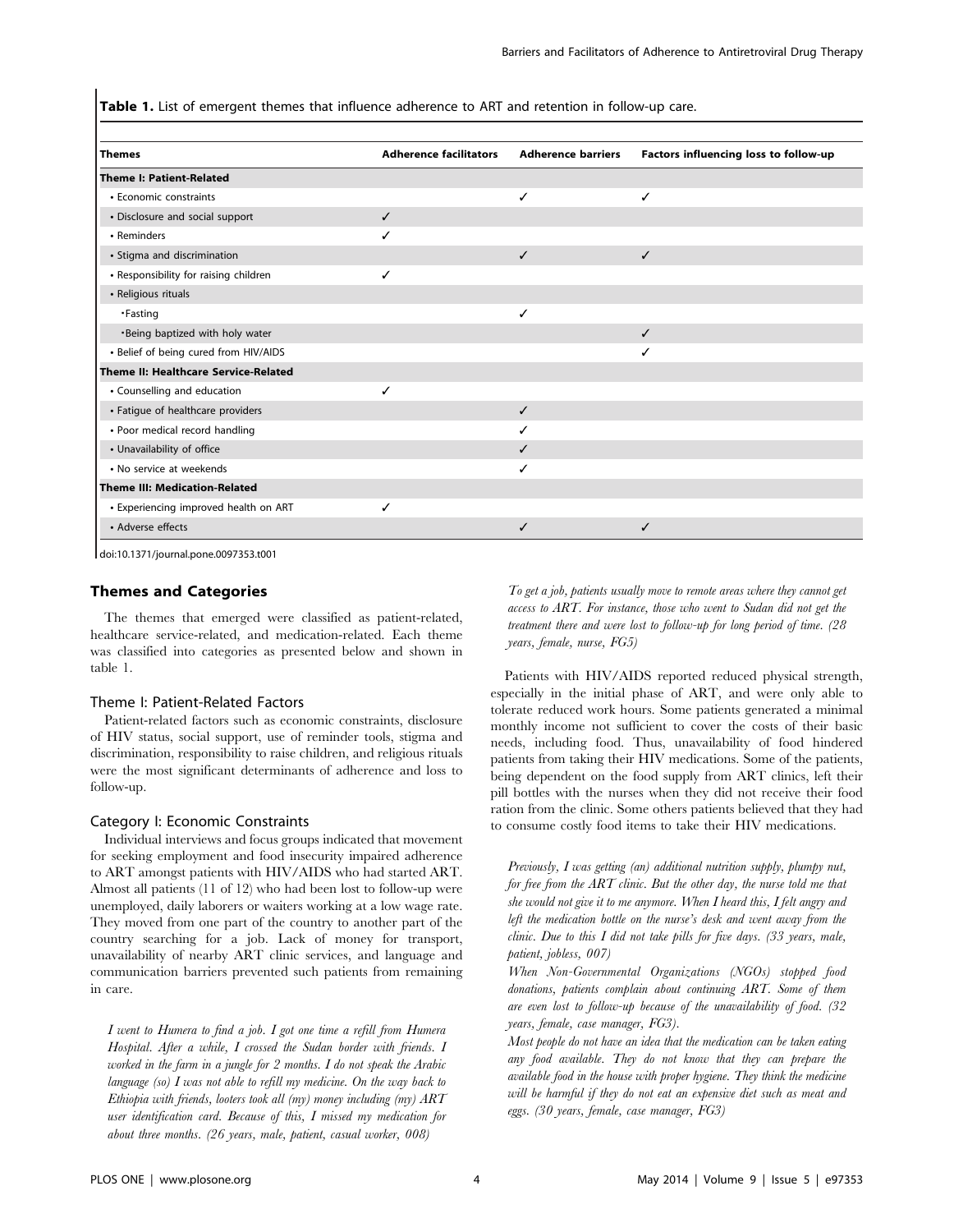**Table 1.** List of emergent themes that influence adherence to ART and retention in follow-up care.

| Themes | Adherence facilitators | Adherence barriers | Factors influencing loss to follow-up |
|---|---|---|---|
| **Theme I: Patient-Related** | | | |
| • Economic constraints | | ✓ | ✓ |
| • Disclosure and social support | ✓ | | |
| • Reminders | ✓ | | |
| • Stigma and discrimination | | ✓ | ✓ |
| • Responsibility for raising children | ✓ | | |
| • Religious rituals | | | |
| •Fasting | | ✓ | |
| •Being baptized with holy water | | | ✓ |
| • Belief of being cured from HIV/AIDS | | | ✓ |
| **Theme II: Healthcare Service-Related** | | | |
| • Counselling and education | ✓ | | |
| • Fatigue of healthcare providers | | ✓ | |
| • Poor medical record handling | | ✓ | |
| • Unavailability of office | | ✓ | |
| • No service at weekends | | ✓ | |
| **Theme III: Medication-Related** | | | |
| • Experiencing improved health on ART | ✓ | | |
| • Adverse effects | | ✓ | ✓ |

doi:10.1371/journal.pone.0097353.t001

## Themes and Categories

The themes that emerged were classified as patient-related, healthcare service-related, and medication-related. Each theme was classified into categories as presented below and shown in table 1.

### Theme I: Patient-Related Factors

Patient-related factors such as economic constraints, disclosure of HIV status, social support, use of reminder tools, stigma and discrimination, responsibility to raise children, and religious rituals were the most significant determinants of adherence and loss to follow-up.

### Category I: Economic Constraints

Individual interviews and focus groups indicated that movement for seeking employment and food insecurity impaired adherence to ART amongst patients with HIV/AIDS who had started ART. Almost all patients (11 of 12) who had been lost to follow-up were unemployed, daily laborers or waiters working at a low wage rate. They moved from one part of the country to another part of the country searching for a job. Lack of money for transport, unavailability of nearby ART clinic services, and language and communication barriers prevented such patients from remaining in care.

*I went to Humera to find a job. I got one time a refill from Humera Hospital. After a while, I crossed the Sudan border with friends. I worked in the farm in a jungle for 2 months. I do not speak the Arabic language (so) I was not able to refill my medicine. On the way back to Ethiopia with friends, looters took all (my) money including (my) ART user identification card. Because of this, I missed my medication for about three months. (26 years, male, patient, casual worker, 008)*

*To get a job, patients usually move to remote areas where they cannot get access to ART. For instance, those who went to Sudan did not get the treatment there and were lost to follow-up for long period of time. (28 years, female, nurse, FG5)*

Patients with HIV/AIDS reported reduced physical strength, especially in the initial phase of ART, and were only able to tolerate reduced work hours. Some patients generated a minimal monthly income not sufficient to cover the costs of their basic needs, including food. Thus, unavailability of food hindered patients from taking their HIV medications. Some of the patients, being dependent on the food supply from ART clinics, left their pill bottles with the nurses when they did not receive their food ration from the clinic. Some others patients believed that they had to consume costly food items to take their HIV medications.

*Previously, I was getting (an) additional nutrition supply, plumpy nut, for free from the ART clinic. But the other day, the nurse told me that she would not give it to me anymore. When I heard this, I felt angry and left the medication bottle on the nurse's desk and went away from the clinic. Due to this I did not take pills for five days. (33 years, male, patient, jobless, 007)*

*When Non-Governmental Organizations (NGOs) stopped food donations, patients complain about continuing ART. Some of them are even lost to follow-up because of the unavailability of food. (32 years, female, case manager, FG3).*

*Most people do not have an idea that the medication can be taken eating any food available. They do not know that they can prepare the available food in the house with proper hygiene. They think the medicine will be harmful if they do not eat an expensive diet such as meat and eggs. (30 years, female, case manager, FG3)*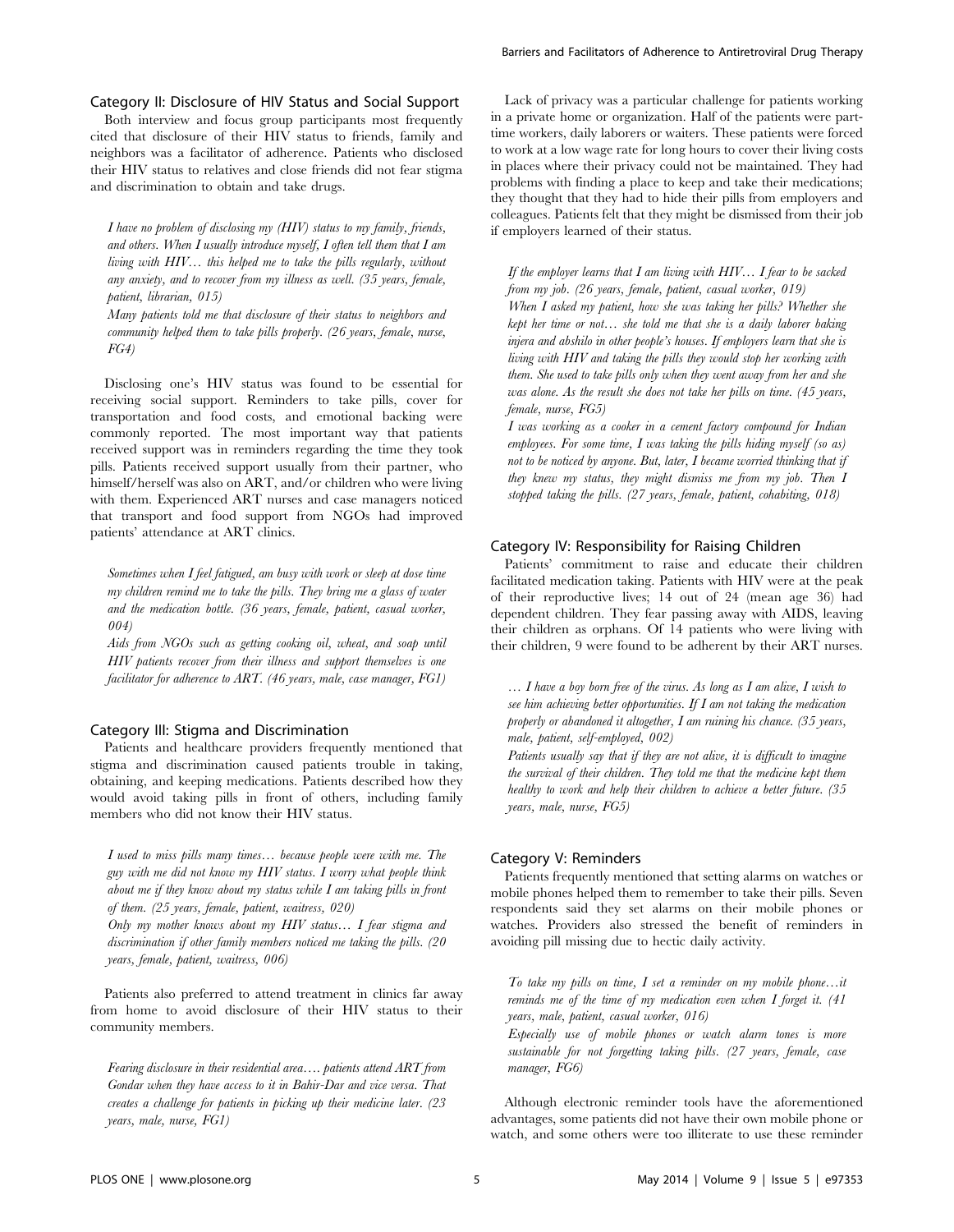### Category II: Disclosure of HIV Status and Social Support

Both interview and focus group participants most frequently cited that disclosure of their HIV status to friends, family and neighbors was a facilitator of adherence. Patients who disclosed their HIV status to relatives and close friends did not fear stigma and discrimination to obtain and take drugs.

*I have no problem of disclosing my (HIV) status to my family, friends, and others. When I usually introduce myself, I often tell them that I am living with HIV… this helped me to take the pills regularly, without any anxiety, and to recover from my illness as well. (35 years, female, patient, librarian, 015)*

*Many patients told me that disclosure of their status to neighbors and community helped them to take pills properly. (26 years, female, nurse, FG4)*

Disclosing one's HIV status was found to be essential for receiving social support. Reminders to take pills, cover for transportation and food costs, and emotional backing were commonly reported. The most important way that patients received support was in reminders regarding the time they took pills. Patients received support usually from their partner, who himself/herself was also on ART, and/or children who were living with them. Experienced ART nurses and case managers noticed that transport and food support from NGOs had improved patients' attendance at ART clinics.

*Sometimes when I feel fatigued, am busy with work or sleep at dose time my children remind me to take the pills. They bring me a glass of water and the medication bottle. (36 years, female, patient, casual worker, 004)*

*Aids from NGOs such as getting cooking oil, wheat, and soap until HIV patients recover from their illness and support themselves is one facilitator for adherence to ART. (46 years, male, case manager, FG1)*

### Category III: Stigma and Discrimination

Patients and healthcare providers frequently mentioned that stigma and discrimination caused patients trouble in taking, obtaining, and keeping medications. Patients described how they would avoid taking pills in front of others, including family members who did not know their HIV status.

*I used to miss pills many times… because people were with me. The guy with me did not know my HIV status. I worry what people think about me if they know about my status while I am taking pills in front of them. (25 years, female, patient, waitress, 020)*

*Only my mother knows about my HIV status… I fear stigma and discrimination if other family members noticed me taking the pills. (20 years, female, patient, waitress, 006)*

Patients also preferred to attend treatment in clinics far away from home to avoid disclosure of their HIV status to their community members.

*Fearing disclosure in their residential area…. patients attend ART from Gondar when they have access to it in Bahir-Dar and vice versa. That creates a challenge for patients in picking up their medicine later. (23 years, male, nurse, FG1)*

Lack of privacy was a particular challenge for patients working in a private home or organization. Half of the patients were part-time workers, daily laborers or waiters. These patients were forced to work at a low wage rate for long hours to cover their living costs in places where their privacy could not be maintained. They had problems with finding a place to keep and take their medications; they thought that they had to hide their pills from employers and colleagues. Patients felt that they might be dismissed from their job if employers learned of their status.

*If the employer learns that I am living with HIV… I fear to be sacked from my job. (26 years, female, patient, casual worker, 019)*

*When I asked my patient, how she was taking her pills? Whether she kept her time or not… she told me that she is a daily laborer baking injera and abshilo in other people's houses. If employers learn that she is living with HIV and taking the pills they would stop her working with them. She used to take pills only when they went away from her and she was alone. As the result she does not take her pills on time. (45 years, female, nurse, FG5)*

*I was working as a cooker in a cement factory compound for Indian employees. For some time, I was taking the pills hiding myself (so as) not to be noticed by anyone. But, later, I became worried thinking that if they knew my status, they might dismiss me from my job. Then I stopped taking the pills. (27 years, female, patient, cohabiting, 018)*

### Category IV: Responsibility for Raising Children

Patients' commitment to raise and educate their children facilitated medication taking. Patients with HIV were at the peak of their reproductive lives; 14 out of 24 (mean age 36) had dependent children. They fear passing away with AIDS, leaving their children as orphans. Of 14 patients who were living with their children, 9 were found to be adherent by their ART nurses.

*… I have a boy born free of the virus. As long as I am alive, I wish to see him achieving better opportunities. If I am not taking the medication properly or abandoned it altogether, I am ruining his chance. (35 years, male, patient, self-employed, 002)*

*Patients usually say that if they are not alive, it is difficult to imagine the survival of their children. They told me that the medicine kept them healthy to work and help their children to achieve a better future. (35 years, male, nurse, FG5)*

### Category V: Reminders

Patients frequently mentioned that setting alarms on watches or mobile phones helped them to remember to take their pills. Seven respondents said they set alarms on their mobile phones or watches. Providers also stressed the benefit of reminders in avoiding pill missing due to hectic daily activity.

*To take my pills on time, I set a reminder on my mobile phone…it reminds me of the time of my medication even when I forget it. (41 years, male, patient, casual worker, 016)*

*Especially use of mobile phones or watch alarm tones is more sustainable for not forgetting taking pills. (27 years, female, case manager, FG6)*

Although electronic reminder tools have the aforementioned advantages, some patients did not have their own mobile phone or watch, and some others were too illiterate to use these reminder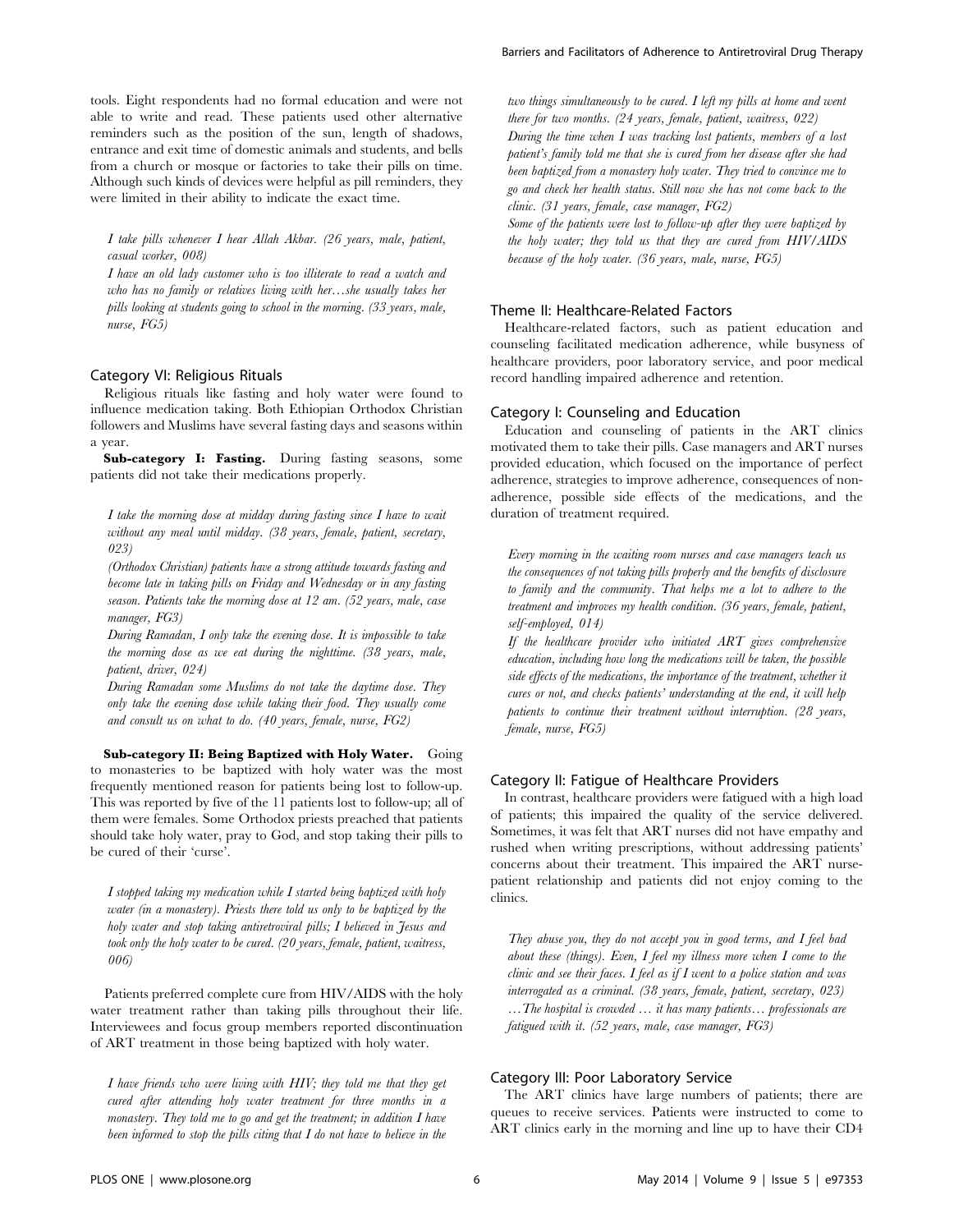tools. Eight respondents had no formal education and were not able to write and read. These patients used other alternative reminders such as the position of the sun, length of shadows, entrance and exit time of domestic animals and students, and bells from a church or mosque or factories to take their pills on time. Although such kinds of devices were helpful as pill reminders, they were limited in their ability to indicate the exact time.

*I take pills whenever I hear Allah Akbar. (26 years, male, patient, casual worker, 008)*

*I have an old lady customer who is too illiterate to read a watch and who has no family or relatives living with her…she usually takes her pills looking at students going to school in the morning. (33 years, male, nurse, FG5)*

### Category VI: Religious Rituals

Religious rituals like fasting and holy water were found to influence medication taking. Both Ethiopian Orthodox Christian followers and Muslims have several fasting days and seasons within a year.

**Sub-category I: Fasting.** During fasting seasons, some patients did not take their medications properly.

*I take the morning dose at midday during fasting since I have to wait without any meal until midday. (38 years, female, patient, secretary, 023)*

*(Orthodox Christian) patients have a strong attitude towards fasting and become late in taking pills on Friday and Wednesday or in any fasting season. Patients take the morning dose at 12 am. (52 years, male, case manager, FG3)*

*During Ramadan, I only take the evening dose. It is impossible to take the morning dose as we eat during the nighttime. (38 years, male, patient, driver, 024)*

*During Ramadan some Muslims do not take the daytime dose. They only take the evening dose while taking their food. They usually come and consult us on what to do. (40 years, female, nurse, FG2)*

**Sub-category II: Being Baptized with Holy Water.** Going to monasteries to be baptized with holy water was the most frequently mentioned reason for patients being lost to follow-up. This was reported by five of the 11 patients lost to follow-up; all of them were females. Some Orthodox priests preached that patients should take holy water, pray to God, and stop taking their pills to be cured of their 'curse'.

*I stopped taking my medication while I started being baptized with holy water (in a monastery). Priests there told us only to be baptized by the holy water and stop taking antiretroviral pills; I believed in Jesus and took only the holy water to be cured. (20 years, female, patient, waitress, 006)*

Patients preferred complete cure from HIV/AIDS with the holy water treatment rather than taking pills throughout their life. Interviewees and focus group members reported discontinuation of ART treatment in those being baptized with holy water.

*I have friends who were living with HIV; they told me that they get cured after attending holy water treatment for three months in a monastery. They told me to go and get the treatment; in addition I have been informed to stop the pills citing that I do not have to believe in the two things simultaneously to be cured. I left my pills at home and went there for two months. (24 years, female, patient, waitress, 022)*

*During the time when I was tracking lost patients, members of a lost patient's family told me that she is cured from her disease after she had been baptized from a monastery holy water. They tried to convince me to go and check her health status. Still now she has not come back to the clinic. (31 years, female, case manager, FG2)*

*Some of the patients were lost to follow-up after they were baptized by the holy water; they told us that they are cured from HIV/AIDS because of the holy water. (36 years, male, nurse, FG5)*

## Theme II: Healthcare-Related Factors

Healthcare-related factors, such as patient education and counseling facilitated medication adherence, while busyness of healthcare providers, poor laboratory service, and poor medical record handling impaired adherence and retention.

### Category I: Counseling and Education

Education and counseling of patients in the ART clinics motivated them to take their pills. Case managers and ART nurses provided education, which focused on the importance of perfect adherence, strategies to improve adherence, consequences of non-adherence, possible side effects of the medications, and the duration of treatment required.

*Every morning in the waiting room nurses and case managers teach us the consequences of not taking pills properly and the benefits of disclosure to family and the community. That helps me a lot to adhere to the treatment and improves my health condition. (36 years, female, patient, self-employed, 014)*

*If the healthcare provider who initiated ART gives comprehensive education, including how long the medications will be taken, the possible side effects of the medications, the importance of the treatment, whether it cures or not, and checks patients' understanding at the end, it will help patients to continue their treatment without interruption. (28 years, female, nurse, FG5)*

### Category II: Fatigue of Healthcare Providers

In contrast, healthcare providers were fatigued with a high load of patients; this impaired the quality of the service delivered. Sometimes, it was felt that ART nurses did not have empathy and rushed when writing prescriptions, without addressing patients' concerns about their treatment. This impaired the ART nurse-patient relationship and patients did not enjoy coming to the clinics.

*They abuse you, they do not accept you in good terms, and I feel bad about these (things). Even, I feel my illness more when I come to the clinic and see their faces. I feel as if I went to a police station and was interrogated as a criminal. (38 years, female, patient, secretary, 023)*

*…The hospital is crowded … it has many patients… professionals are fatigued with it. (52 years, male, case manager, FG3)*

### Category III: Poor Laboratory Service

The ART clinics have large numbers of patients; there are queues to receive services. Patients were instructed to come to ART clinics early in the morning and line up to have their CD4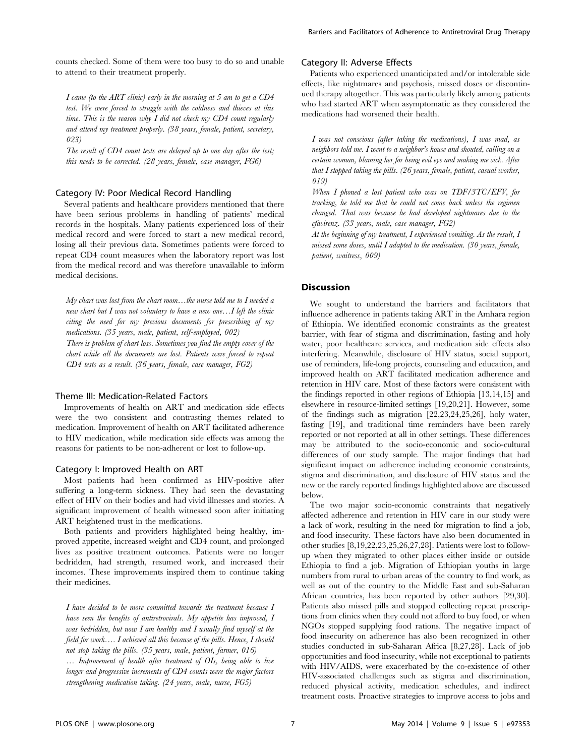counts checked. Some of them were too busy to do so and unable to attend to their treatment properly.

*I came (to the ART clinic) early in the morning at 5 am to get a CD4 test. We were forced to struggle with the coldness and thieves at this time. This is the reason why I did not check my CD4 count regularly and attend my treatment properly. (38 years, female, patient, secretary, 023)*

*The result of CD4 count tests are delayed up to one day after the test; this needs to be corrected. (28 years, female, case manager, FG6)*

### Category IV: Poor Medical Record Handling

Several patients and healthcare providers mentioned that there have been serious problems in handling of patients' medical records in the hospitals. Many patients experienced loss of their medical record and were forced to start a new medical record, losing all their previous data. Sometimes patients were forced to repeat CD4 count measures when the laboratory report was lost from the medical record and was therefore unavailable to inform medical decisions.

*My chart was lost from the chart room…the nurse told me to I needed a new chart but I was not voluntary to have a new one…I left the clinic citing the need for my previous documents for prescribing of my medications. (35 years, male, patient, self-employed, 002)*

*There is problem of chart loss. Sometimes you find the empty cover of the chart while all the documents are lost. Patients were forced to repeat CD4 tests as a result. (36 years, female, case manager, FG2)*

### Theme III: Medication-Related Factors

Improvements of health on ART and medication side effects were the two consistent and contrasting themes related to medication. Improvement of health on ART facilitated adherence to HIV medication, while medication side effects was among the reasons for patients to be non-adherent or lost to follow-up.

### Category I: Improved Health on ART

Most patients had been confirmed as HIV-positive after suffering a long-term sickness. They had seen the devastating effect of HIV on their bodies and had vivid illnesses and stories. A significant improvement of health witnessed soon after initiating ART heightened trust in the medications.

Both patients and providers highlighted being healthy, improved appetite, increased weight and CD4 count, and prolonged lives as positive treatment outcomes. Patients were no longer bedridden, had strength, resumed work, and increased their incomes. These improvements inspired them to continue taking their medicines.

*I have decided to be more committed towards the treatment because I have seen the benefits of antiretrovirals. My appetite has improved, I was bedridden, but now I am healthy and I usually find myself at the field for work…. I achieved all this because of the pills. Hence, I should not stop taking the pills. (35 years, male, patient, farmer, 016)*

*… Improvement of health after treatment of OIs, being able to live longer and progressive increments of CD4 counts were the major factors strengthening medication taking. (24 years, male, nurse, FG5)*

### Category II: Adverse Effects

Patients who experienced unanticipated and/or intolerable side effects, like nightmares and psychosis, missed doses or discontinued therapy altogether. This was particularly likely among patients who had started ART when asymptomatic as they considered the medications had worsened their health.

*I was not conscious (after taking the medications), I was mad, as neighbors told me. I went to a neighbor's house and shouted, calling on a certain woman, blaming her for being evil eye and making me sick. After that I stopped taking the pills. (26 years, female, patient, casual worker, 019)*

*When I phoned a lost patient who was on TDF/3TC/EFV, for tracking, he told me that he could not come back unless the regimen changed. That was because he had developed nightmares due to the efavirenz. (33 years, male, case manager, FG2)*

*At the beginning of my treatment, I experienced vomiting. As the result, I missed some doses, until I adapted to the medication. (30 years, female, patient, waitress, 009)*

## Discussion

We sought to understand the barriers and facilitators that influence adherence in patients taking ART in the Amhara region of Ethiopia. We identified economic constraints as the greatest barrier, with fear of stigma and discrimination, fasting and holy water, poor healthcare services, and medication side effects also interfering. Meanwhile, disclosure of HIV status, social support, use of reminders, life-long projects, counseling and education, and improved health on ART facilitated medication adherence and retention in HIV care. Most of these factors were consistent with the findings reported in other regions of Ethiopia [13,14,15] and elsewhere in resource-limited settings [19,20,21]. However, some of the findings such as migration [22,23,24,25,26], holy water, fasting [19], and traditional time reminders have been rarely reported or not reported at all in other settings. These differences may be attributed to the socio-economic and socio-cultural differences of our study sample. The major findings that had significant impact on adherence including economic constraints, stigma and discrimination, and disclosure of HIV status and the new or the rarely reported findings highlighted above are discussed below.

The two major socio-economic constraints that negatively affected adherence and retention in HIV care in our study were a lack of work, resulting in the need for migration to find a job, and food insecurity. These factors have also been documented in other studies [8,19,22,23,25,26,27,28]. Patients were lost to follow-up when they migrated to other places either inside or outside Ethiopia to find a job. Migration of Ethiopian youths in large numbers from rural to urban areas of the country to find work, as well as out of the country to the Middle East and sub-Saharan African countries, has been reported by other authors [29,30]. Patients also missed pills and stopped collecting repeat prescriptions from clinics when they could not afford to buy food, or when NGOs stopped supplying food rations. The negative impact of food insecurity on adherence has also been recognized in other studies conducted in sub-Saharan Africa [8,27,28]. Lack of job opportunities and food insecurity, while not exceptional to patients with HIV/AIDS, were exacerbated by the co-existence of other HIV-associated challenges such as stigma and discrimination, reduced physical activity, medication schedules, and indirect treatment costs. Proactive strategies to improve access to jobs and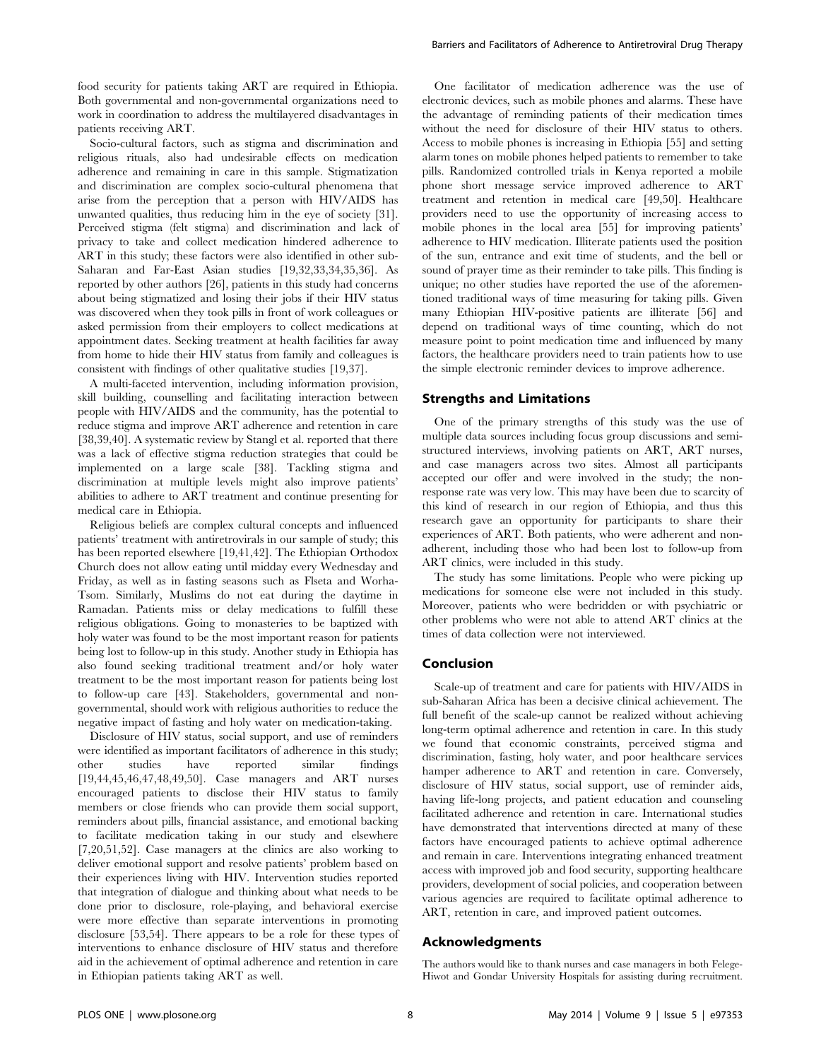food security for patients taking ART are required in Ethiopia. Both governmental and non-governmental organizations need to work in coordination to address the multilayered disadvantages in patients receiving ART.

Socio-cultural factors, such as stigma and discrimination and religious rituals, also had undesirable effects on medication adherence and remaining in care in this sample. Stigmatization and discrimination are complex socio-cultural phenomena that arise from the perception that a person with HIV/AIDS has unwanted qualities, thus reducing him in the eye of society [31]. Perceived stigma (felt stigma) and discrimination and lack of privacy to take and collect medication hindered adherence to ART in this study; these factors were also identified in other sub-Saharan and Far-East Asian studies [19,32,33,34,35,36]. As reported by other authors [26], patients in this study had concerns about being stigmatized and losing their jobs if their HIV status was discovered when they took pills in front of work colleagues or asked permission from their employers to collect medications at appointment dates. Seeking treatment at health facilities far away from home to hide their HIV status from family and colleagues is consistent with findings of other qualitative studies [19,37].

A multi-faceted intervention, including information provision, skill building, counselling and facilitating interaction between people with HIV/AIDS and the community, has the potential to reduce stigma and improve ART adherence and retention in care [38,39,40]. A systematic review by Stangl et al. reported that there was a lack of effective stigma reduction strategies that could be implemented on a large scale [38]. Tackling stigma and discrimination at multiple levels might also improve patients' abilities to adhere to ART treatment and continue presenting for medical care in Ethiopia.

Religious beliefs are complex cultural concepts and influenced patients' treatment with antiretrovirals in our sample of study; this has been reported elsewhere [19,41,42]. The Ethiopian Orthodox Church does not allow eating until midday every Wednesday and Friday, as well as in fasting seasons such as Flseta and Worha-Tsom. Similarly, Muslims do not eat during the daytime in Ramadan. Patients miss or delay medications to fulfill these religious obligations. Going to monasteries to be baptized with holy water was found to be the most important reason for patients being lost to follow-up in this study. Another study in Ethiopia has also found seeking traditional treatment and/or holy water treatment to be the most important reason for patients being lost to follow-up care [43]. Stakeholders, governmental and non-governmental, should work with religious authorities to reduce the negative impact of fasting and holy water on medication-taking.

Disclosure of HIV status, social support, and use of reminders were identified as important facilitators of adherence in this study; other studies have reported similar findings [19,44,45,46,47,48,49,50]. Case managers and ART nurses encouraged patients to disclose their HIV status to family members or close friends who can provide them social support, reminders about pills, financial assistance, and emotional backing to facilitate medication taking in our study and elsewhere [7,20,51,52]. Case managers at the clinics are also working to deliver emotional support and resolve patients' problem based on their experiences living with HIV. Intervention studies reported that integration of dialogue and thinking about what needs to be done prior to disclosure, role-playing, and behavioral exercise were more effective than separate interventions in promoting disclosure [53,54]. There appears to be a role for these types of interventions to enhance disclosure of HIV status and therefore aid in the achievement of optimal adherence and retention in care in Ethiopian patients taking ART as well.

One facilitator of medication adherence was the use of electronic devices, such as mobile phones and alarms. These have the advantage of reminding patients of their medication times without the need for disclosure of their HIV status to others. Access to mobile phones is increasing in Ethiopia [55] and setting alarm tones on mobile phones helped patients to remember to take pills. Randomized controlled trials in Kenya reported a mobile phone short message service improved adherence to ART treatment and retention in medical care [49,50]. Healthcare providers need to use the opportunity of increasing access to mobile phones in the local area [55] for improving patients' adherence to HIV medication. Illiterate patients used the position of the sun, entrance and exit time of students, and the bell or sound of prayer time as their reminder to take pills. This finding is unique; no other studies have reported the use of the aforementioned traditional ways of time measuring for taking pills. Given many Ethiopian HIV-positive patients are illiterate [56] and depend on traditional ways of time counting, which do not measure point to point medication time and influenced by many factors, the healthcare providers need to train patients how to use the simple electronic reminder devices to improve adherence.

## Strengths and Limitations

One of the primary strengths of this study was the use of multiple data sources including focus group discussions and semi-structured interviews, involving patients on ART, ART nurses, and case managers across two sites. Almost all participants accepted our offer and were involved in the study; the non-response rate was very low. This may have been due to scarcity of this kind of research in our region of Ethiopia, and thus this research gave an opportunity for participants to share their experiences of ART. Both patients, who were adherent and non-adherent, including those who had been lost to follow-up from ART clinics, were included in this study.

The study has some limitations. People who were picking up medications for someone else were not included in this study. Moreover, patients who were bedridden or with psychiatric or other problems who were not able to attend ART clinics at the times of data collection were not interviewed.

## Conclusion

Scale-up of treatment and care for patients with HIV/AIDS in sub-Saharan Africa has been a decisive clinical achievement. The full benefit of the scale-up cannot be realized without achieving long-term optimal adherence and retention in care. In this study we found that economic constraints, perceived stigma and discrimination, fasting, holy water, and poor healthcare services hamper adherence to ART and retention in care. Conversely, disclosure of HIV status, social support, use of reminder aids, having life-long projects, and patient education and counseling facilitated adherence and retention in care. International studies have demonstrated that interventions directed at many of these factors have encouraged patients to achieve optimal adherence and remain in care. Interventions integrating enhanced treatment access with improved job and food security, supporting healthcare providers, development of social policies, and cooperation between various agencies are required to facilitate optimal adherence to ART, retention in care, and improved patient outcomes.

## Acknowledgments

The authors would like to thank nurses and case managers in both Felege-Hiwot and Gondar University Hospitals for assisting during recruitment.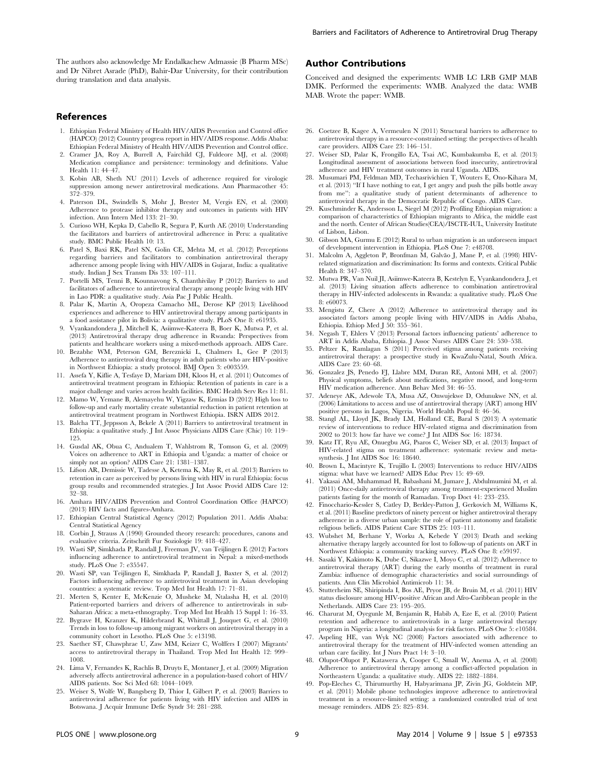The authors also acknowledge Mr Endalkachew Admassie (B Pharm MSc) and Dr Nibret Asrade (PhD), Bahir-Dar University, for their contribution during translation and data analysis.

## Author Contributions

Conceived and designed the experiments: WMB LC LRB GMP MAB DMK. Performed the experiments: WMB. Analyzed the data: WMB MAB. Wrote the paper: WMB.

## References

1. Ethiopian Federal Ministry of Health HIV/AIDS Prevention and Control office (HAPCO) (2012) Country progress report in HIV/AIDS response. Addis Ababa: Ethiopian Federal Ministry of Health HIV/AIDS Prevention and Control office.
2. Cramer JA, Roy A, Burrell A, Fairchild CJ, Fuldeore MJ, et al. (2008) Medication compliance and persistence: terminology and definitions. Value Health 11: 44–47.
3. Kobin AB, Sheth NU (2011) Levels of adherence required for virologic suppression among newer antiretroviral medications. Ann Pharmacother 45: 372–379.
4. Paterson DL, Swindells S, Mohr J, Brester M, Vergis EN, et al. (2000) Adherence to protease inhibitor therapy and outcomes in patients with HIV infection. Ann Intern Med 133: 21–30.
5. Curioso WH, Kepka D, Cabello R, Segura P, Kurth AE (2010) Understanding the facilitators and barriers of antiretroviral adherence in Peru: a qualitative study. BMC Public Health 10: 13.
6. Patel S, Baxi RK, Patel SN, Golin CE, Mehta M, et al. (2012) Perceptions regarding barriers and facilitators to combination antiretroviral therapy adherence among people living with HIV/AIDS in Gujarat, India: a qualitative study. Indian J Sex Transm Dis 33: 107–111.
7. Portelli MS, Tenni B, Kounnavong S, Chanthivilay P (2012) Barriers to and facilitators of adherence to antiretroviral therapy among people living with HIV in Lao PDR: a qualitative study. Asia Pac J Public Health.
8. Palar K, Martin A, Oropeza Camacho ML, Derose KP (2013) Livelihood experiences and adherence to HIV antiretroviral therapy among participants in a food assistance pilot in Bolivia: a qualitative study. PLoS One 8: e61935.
9. Vyankandondera J, Mitchell K, Asiimwe-Kateera B, Boer K, Mutwa P, et al. (2013) Antiretroviral therapy drug adherence in Rwanda: Perspectives from patients and healthcare workers using a mixed-methods approach. AIDS Care.
10. Bezabhe WM, Peterson GM, Bereznicki L, Chalmers L, Gee P (2013) Adherence to antiretroviral drug therapy in adult patients who are HIV-positive in Northwest Ethiopia: a study protocol. BMJ Open 3: e003559.
11. Assefa Y, Kiflie A, Tesfaye D, Mariam DH, Kloos H, et al. (2011) Outcomes of antiretroviral treatment program in Ethiopia: Retention of patients in care is a major challenge and varies across health facilities. BMC Health Serv Res 11: 81.
12. Mamo W, Yemane B, Alemayehu W, Yigzaw K, Ermias D (2012) High loss to follow-up and early mortality create substantial reduction in patient retention at antiretroviral treatment program in Northwest Ethiopia. ISRN AIDS 2012.
13. Balcha TT, Jeppsson A, Bekele A (2011) Barriers to antiretroviral treatment in Ethiopia: a qualitative study. J Int Assoc Physicians AIDS Care (Chic) 10: 119–125.
14. Gusdal AK, Obua C, Andualem T, Wahlstrom R, Tomson G, et al. (2009) Voices on adherence to ART in Ethiopia and Uganda: a matter of choice or simply not an option? AIDS Care 21: 1381–1387.
15. Lifson AR, Demissie W, Tadesse A, Ketema K, May R, et al. (2013) Barriers to retention in care as perceived by persons living with HIV in rural Ethiopia: focus group results and recommended strategies. J Int Assoc Provid AIDS Care 12: 32–38.
16. Amhara HIV/AIDS Prevention and Control Coordination Office (HAPCO) (2013) HIV facts and figures-Amhara.
17. Ethiopian Central Statistical Agency (2012) Population 2011. Addis Ababa: Central Statistical Agency
18. Corbin J, Strauss A (1990) Grounded theory research: procedures, canons and evaluative criteria. Zeitschrift Fur Soziologie 19: 418–427.
19. Wasti SP, Simkhada P, Randall J, Freeman JV, van Teijlingen E (2012) Factors influencing adherence to antiretroviral treatment in Nepal: a mixed-methods study. PLoS One 7: e35547.
20. Wasti SP, van Teijlingen E, Simkhada P, Randall J, Baxter S, et al. (2012) Factors influencing adherence to antiretroviral treatment in Asian developing countries: a systematic review. Trop Med Int Health 17: 71–81.
21. Merten S, Kenter E, McKenzie O, Musheke M, Ntalasha H, et al. (2010) Patient-reported barriers and drivers of adherence to antiretrovirals in sub-Saharan Africa: a meta-ethnography. Trop Med Int Health 15 Suppl 1: 16–33.
22. Bygrave H, Kranzer K, Hilderbrand K, Whittall J, Jouquet G, et al. (2010) Trends in loss to follow-up among migrant workers on antiretroviral therapy in a community cohort in Lesotho. PLoS One 5: e13198.
23. Saether ST, Chawphrae U, Zaw MM, Keizer C, Wolffers I (2007) Migrants' access to antiretroviral therapy in Thailand. Trop Med Int Health 12: 999–1008.
24. Lima V, Fernandes K, Rachlis B, Druyts E, Montaner J, et al. (2009) Migration adversely affects antiretroviral adherence in a population-based cohort of HIV/AIDS patients. Soc Sci Med 68: 1044–1049.
25. Weiser S, Wolfe W, Bangsberg D, Thior I, Gilbert P, et al. (2003) Barriers to antiretroviral adherence for patients living with HIV infection and AIDS in Botswana. J Acquir Immune Defic Syndr 34: 281–288.
26. Coetzee B, Kagee A, Vermeulen N (2011) Structural barriers to adherence to antiretroviral therapy in a resource-constrained setting: the perspectives of health care providers. AIDS Care 23: 146–151.
27. Weiser SD, Palar K, Frongillo EA, Tsai AC, Kumbakumba E, et al. (2013) Longitudinal assessment of associations between food insecurity, antiretroviral adherence and HIV treatment outcomes in rural Uganda. AIDS.
28. Musumari PM, Feldman MD, Techasrivichien T, Wouters E, Ono-Kihara M, et al. (2013) "If I have nothing to eat, I get angry and push the pills bottle away from me": a qualitative study of patient determinants of adherence to antiretroviral therapy in the Democratic Republic of Congo. AIDS Care.
29. Kuschminder K, Andersson L, Siegel M (2012) Profiling Ethiopian migration: a comparison of characteristics of Ethiopian migrants to Africa, the middle east and the north. Center of African Studies(CEA)/ISCTE-IUL, University Institute of Lisbon, Lisbon.
30. Gibson MA, Gurmu E (2012) Rural to urban migration is an unforeseen impact of development intervention in Ethiopia. PLoS One 7: e48708.
31. Malcolm A, Aggleton P, Bronfman M, Galvão J, Mane P, et al. (1998) HIV-related stigmatization and discrimination: Its forms and contexts. Critical Public Health 8: 347–370.
32. Mutwa PR, Van Nuil JI, Asiimwe-Kateera B, Kestelyn E, Vyankandondera J, et al. (2013) Living situation affects adherence to combination antiretroviral therapy in HIV-infected adolescents in Rwanda: a qualitative study. PLoS One 8: e60073.
33. Mengistu Z, Chere A (2012) Adherence to antiretroviral therapy and its associated factors among people living with HIV/AIDS in Addis Ababa, Ethiopia. Ethiop Med J 50: 355–361.
34. Negash T, Ehlers V (2013) Personal factors influencing patients' adherence to ART in Addis Ababa, Ethiopia. J Assoc Nurses AIDS Care 24: 530–538.
35. Peltzer K, Ramlagan S (2011) Perceived stigma among patients receiving antiretroviral therapy: a prospective study in KwaZulu-Natal, South Africa. AIDS Care 23: 60–68.
36. Gonzalez JS, Penedo FJ, Llabre MM, Duran RE, Antoni MH, et al. (2007) Physical symptoms, beliefs about medications, negative mood, and long-term HIV medication adherence. Ann Behav Med 34: 46–55.
37. Adeneye AK, Adewole TA, Musa AZ, Onwujekwe D, Odunukwe NN, et al. (2006) Limitations to access and use of antiretroviral therapy (ART) among HIV positive persons in Lagos, Nigeria. World Health Popul 8: 46–56.
38. Stangl AL, Lloyd JK, Brady LM, Holland CE, Baral S (2013) A systematic review of interventions to reduce HIV-related stigma and discrimination from 2002 to 2013: how far have we come? J Int AIDS Soc 16: 18734.
39. Katz IT, Ryu AE, Onuegbu AG, Psaros C, Weiser SD, et al. (2013) Impact of HIV-related stigma on treatment adherence: systematic review and meta-synthesis. J Int AIDS Soc 16: 18640.
40. Brown L, Macintyre K, Trujillo L (2003) Interventions to reduce HIV/AIDS stigma: what have we learned? AIDS Educ Prev 15: 49–69.
41. Yakasai AM, Muhammad H, Babashani M, Jumare J, Abdulmumini M, et al. (2011) Once-daily antiretroviral therapy among treatment-experienced Muslim patients fasting for the month of Ramadan. Trop Doct 41: 233–235.
42. Finocchario-Kessler S, Catley D, Berkley-Patton J, Gerkovich M, Williams K, et al. (2011) Baseline predictors of ninety percent or higher antiretroviral therapy adherence in a diverse urban sample: the role of patient autonomy and fatalistic religious beliefs. AIDS Patient Care STDS 25: 103–111.
43. Wubshet M, Berhane Y, Worku A, Kebede Y (2013) Death and seeking alternative therapy largely accounted for lost to follow-up of patients on ART in Northwest Ethiopia: a community tracking survey. PLoS One 8: e59197.
44. Sasaki Y, Kakimoto K, Dube C, Sikazwe I, Moyo C, et al. (2012) Adherence to antiretroviral therapy (ART) during the early months of treatment in rural Zambia: influence of demographic characteristics and social surroundings of patients. Ann Clin Microbiol Antimicrob 11: 34.
45. Stutterheim SE, Shiripinda I, Bos AE, Pryor JB, de Bruin M, et al. (2011) HIV status disclosure among HIV-positive African and Afro-Caribbean people in the Netherlands. AIDS Care 23: 195–205.
46. Charurat M, Oyegunle M, Benjamin R, Habib A, Eze E, et al. (2010) Patient retention and adherence to antiretrovirals in a large antiretroviral therapy program in Nigeria: a longitudinal analysis for risk factors. PLoS One 5: e10584.
47. Aspeling HE, van Wyk NC (2008) Factors associated with adherence to antiretroviral therapy for the treatment of HIV-infected women attending an urban care facility. Int J Nurs Pract 14: 3–10.
48. Olupot-Olupot P, Katawera A, Cooper C, Small W, Anema A, et al. (2008) Adherence to antiretroviral therapy among a conflict-affected population in Northeastern Uganda: a qualitative study. AIDS 22: 1882–1884.
49. Pop-Eleches C, Thirumurthy H, Habyarimana JP, Zivin JG, Goldstein MP, et al. (2011) Mobile phone technologies improve adherence to antiretroviral treatment in a resource-limited setting: a randomized controlled trial of text message reminders. AIDS 25: 825–834.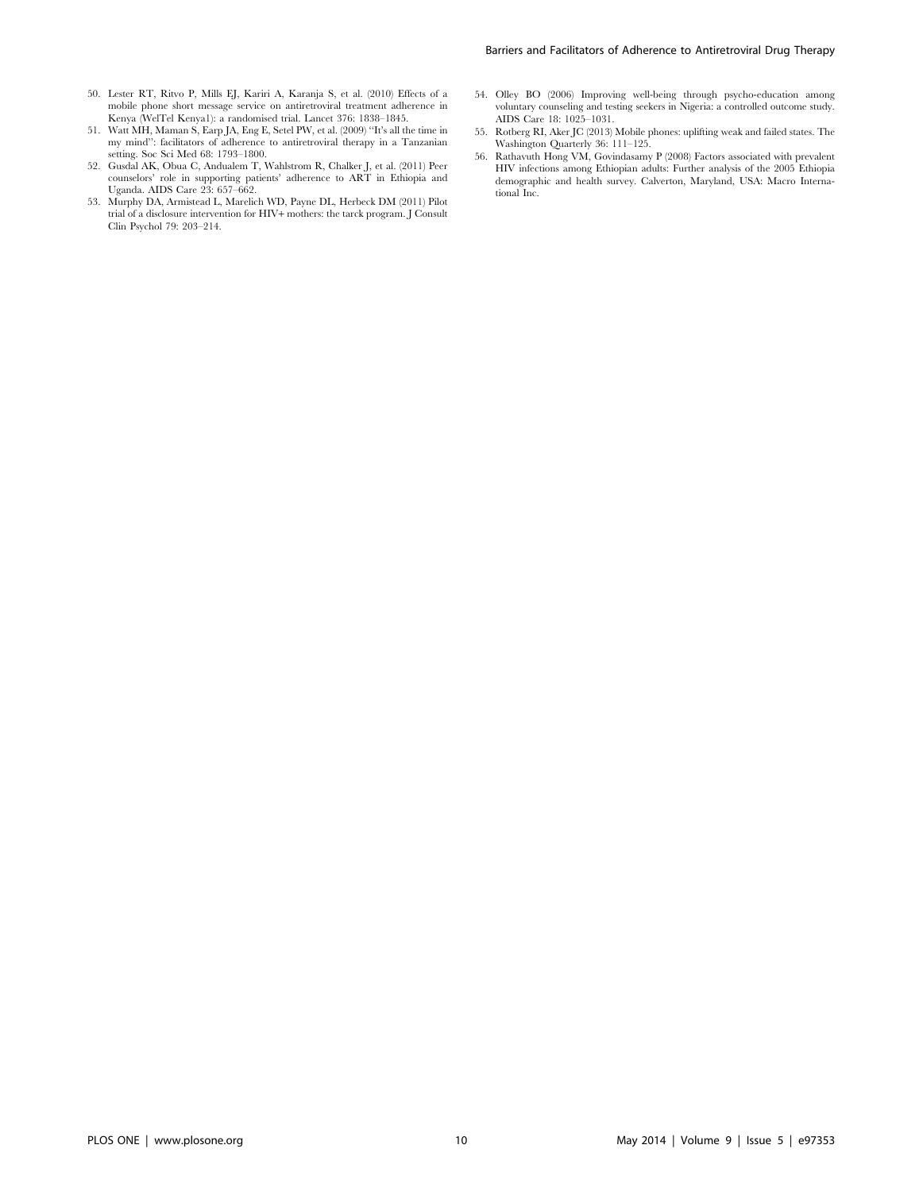50. Lester RT, Ritvo P, Mills EJ, Kariri A, Karanja S, et al. (2010) Effects of a mobile phone short message service on antiretroviral treatment adherence in Kenya (WelTel Kenya1): a randomised trial. Lancet 376: 1838–1845.
51. Watt MH, Maman S, Earp JA, Eng E, Setel PW, et al. (2009) ''It's all the time in my mind'': facilitators of adherence to antiretroviral therapy in a Tanzanian setting. Soc Sci Med 68: 1793–1800.
52. Gusdal AK, Obua C, Andualem T, Wahlstrom R, Chalker J, et al. (2011) Peer counselors' role in supporting patients' adherence to ART in Ethiopia and Uganda. AIDS Care 23: 657–662.
53. Murphy DA, Armistead L, Marelich WD, Payne DL, Herbeck DM (2011) Pilot trial of a disclosure intervention for HIV+ mothers: the tarck program. J Consult Clin Psychol 79: 203–214.
54. Olley BO (2006) Improving well-being through psycho-education among voluntary counseling and testing seekers in Nigeria: a controlled outcome study. AIDS Care 18: 1025–1031.
55. Rotberg RI, Aker JC (2013) Mobile phones: uplifting weak and failed states. The Washington Quarterly 36: 111–125.
56. Rathavuth Hong VM, Govindasamy P (2008) Factors associated with prevalent HIV infections among Ethiopian adults: Further analysis of the 2005 Ethiopia demographic and health survey. Calverton, Maryland, USA: Macro International Inc.